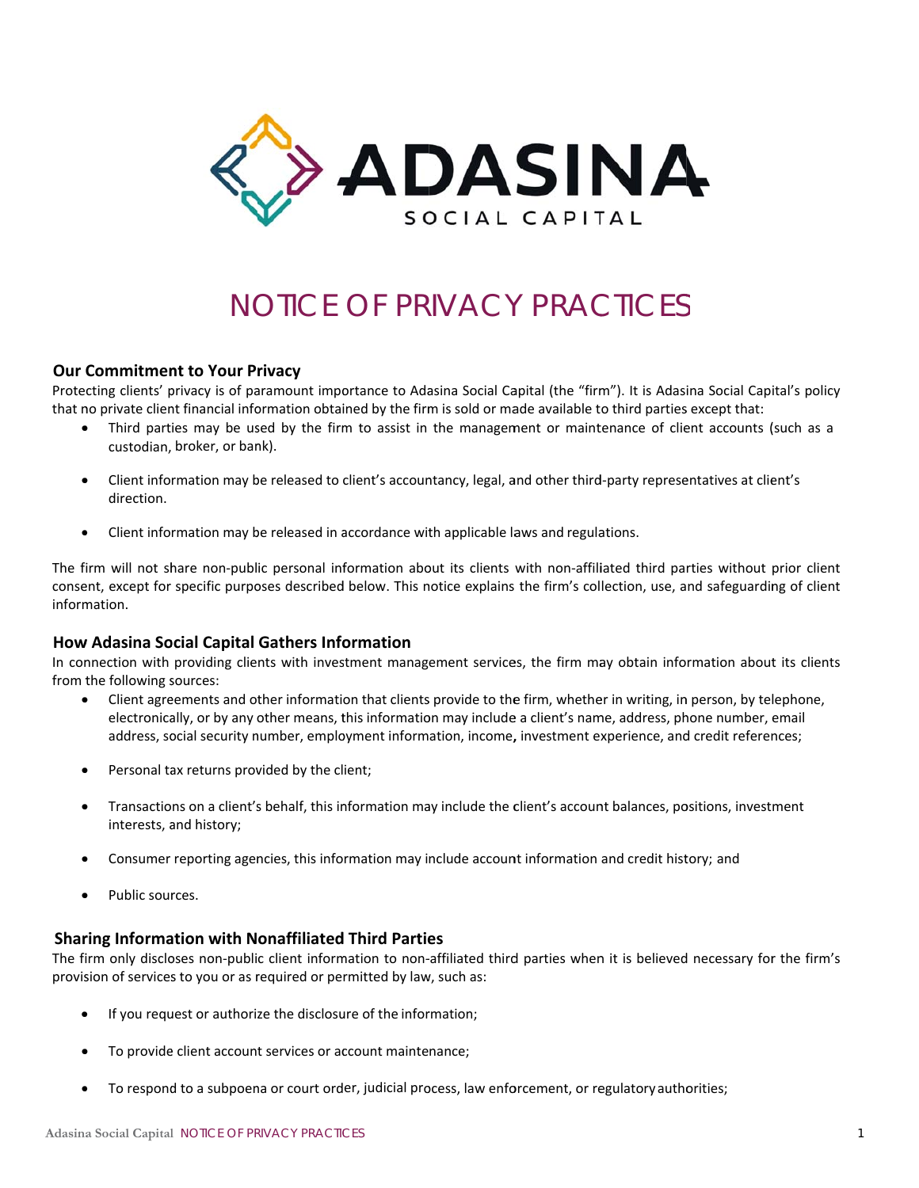# NOTICE OF PRIVACY PRACTICES

## Our Commitment to Your Privacy

Protecting clients' privacy is of paramount importance to Adasina Social Capital (the "firm"). It is Adasina Social Capital's policy that no private client financial information obtained by the firm is sold or made available to third parties except that:

- Third parties may be used by the firm to assist in the management or maintenance of client accounts (such as a custodian, broker, or bank).
- Client information may be released to client's accountancy, legal, and other third-party representatives at client's direction.
- Client information may be released in accordance with applicable laws and regulations.

The firm will not share non-public personal information about its clients with non-affiliated third parties without prior client consent, except for specific purposes described below. This notice explains the firm's collection, use, and safeguarding of client information.

## How Adasina Social Capital Gathers Information

In connection with providing clients with investment management services, the firm may obtain information about its clients from the following sources:

- Client agreements and other information that clients provide to the firm, whether in writing, in person, by telephone, electronically, or by any other means, this information may include a client's name, address, phone number, email address, social security number, employment information, income, investment experience, and credit references;
- Personal tax returns provided by the client;
- Transactions on a client's behalf, this information may include the client's account balances, positions, investment interests, and history;
- Consumer reporting agencies, this information may include account information and credit history; and
- Public sources.

## Sharing Information with Nonaffiliated Third Parties

The firm only discloses non-public client information to non-affiliated third parties when it is believed necessary for the firm's provision of services to you or as required or permitted by law, such as:

- If you request or authorize the disclosure of the information;
- To provide client account services or account maintenance;
- To respond to a subpoena or court order, judicial process, law enforcement, or regulatory authorities;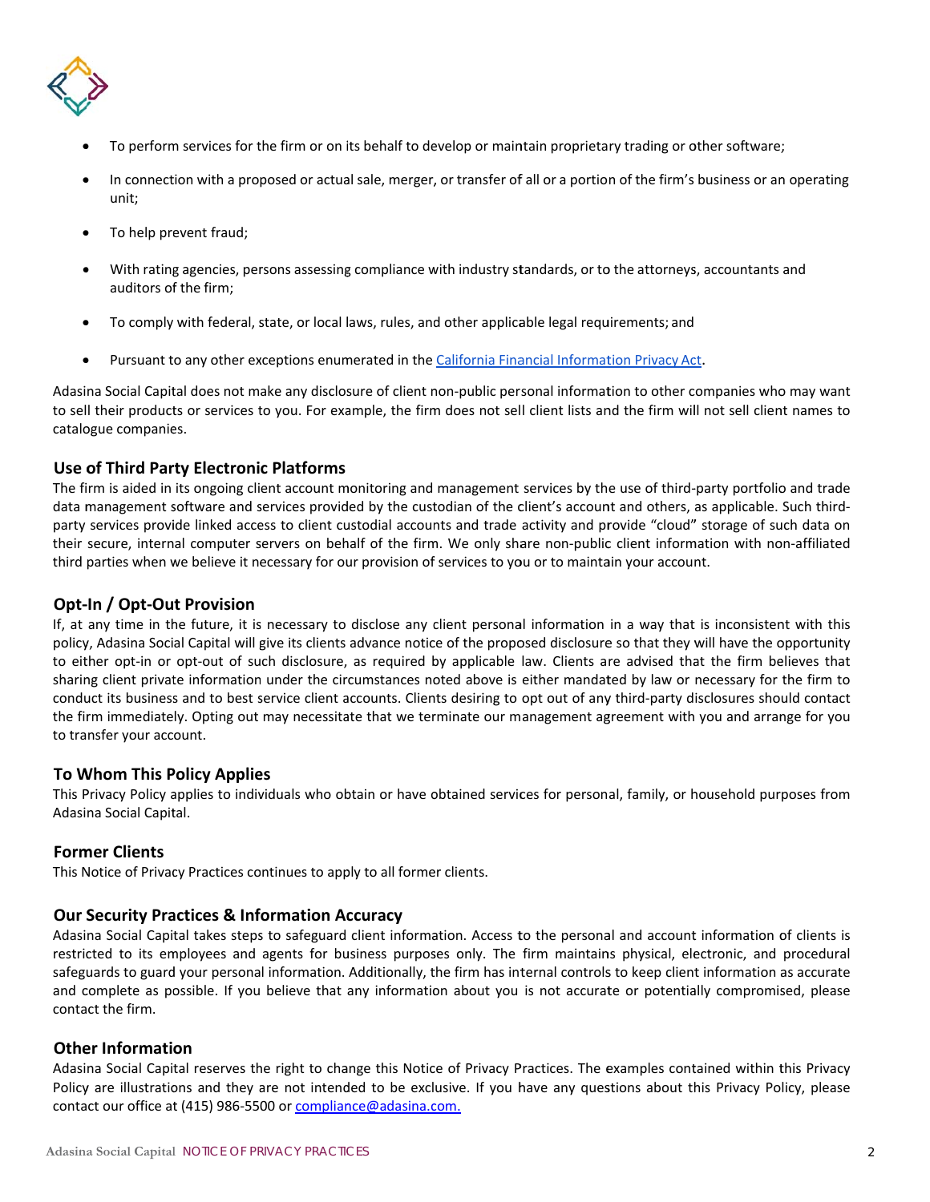- To perform services for the firm or on its behalf to develop or maintain proprietary trading or other software;
- In connection with a proposed or actual sale, merger, or transfer of all or a portion of the firm's business or an operating unit;
- To help prevent fraud;
- With rating agencies, persons assessing compliance with industry standards, or to the attorneys, accountants and auditors of the firm;
- To comply with federal, state, or local laws, rules, and other applicable legal requirements; and
- Pursuant to any other exceptions enumerated in the [California Financial Information Privacy Act](#).

Adasina Social Capital does not make any disclosure of client non-public personal information to other companies who may want to sell their products or services to you. For example, the firm does not sell client lists and the firm will not sell client names to catalogue companies.

## Use of Third Party Electronic Platforms

The firm is aided in its ongoing client account monitoring and management services by the use of third-party portfolio and trade data management software and services provided by the custodian of the client's account and others, as applicable. Such third-party services provide linked access to client custodial accounts and trade activity and provide "cloud" storage of such data on their secure, internal computer servers on behalf of the firm. We only share non-public client information with non-affiliated third parties when we believe it necessary for our provision of services to you or to maintain your account.

## Opt-In / Opt-Out Provision

If, at any time in the future, it is necessary to disclose any client personal information in a way that is inconsistent with this policy, Adasina Social Capital will give its clients advance notice of the proposed disclosure so that they will have the opportunity to either opt-in or opt-out of such disclosure, as required by applicable law. Clients are advised that the firm believes that sharing client private information under the circumstances noted above is either mandated by law or necessary for the firm to conduct its business and to best service client accounts. Clients desiring to opt out of any third-party disclosures should contact the firm immediately. Opting out may necessitate that we terminate our management agreement with you and arrange for you to transfer your account.

## To Whom This Policy Applies

This Privacy Policy applies to individuals who obtain or have obtained services for personal, family, or household purposes from Adasina Social Capital.

## Former Clients

This Notice of Privacy Practices continues to apply to all former clients.

## Our Security Practices & Information Accuracy

Adasina Social Capital takes steps to safeguard client information. Access to the personal and account information of clients is restricted to its employees and agents for business purposes only. The firm maintains physical, electronic, and procedural safeguards to guard your personal information. Additionally, the firm has internal controls to keep client information as accurate and complete as possible. If you believe that any information about you is not accurate or potentially compromised, please contact the firm.

## Other Information

Adasina Social Capital reserves the right to change this Notice of Privacy Practices. The examples contained within this Privacy Policy are illustrations and they are not intended to be exclusive. If you have any questions about this Privacy Policy, please contact our office at (415) 986-5500 or [compliance@adasina.com.](mailto:compliance@adasina.com)